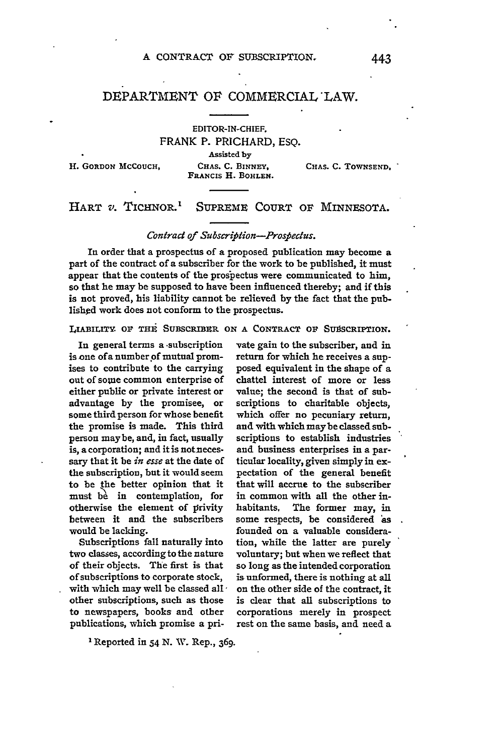# DEPARTMENT OF COMMERCIAL LAW.

EDITOR-IN-CHIEF,
FRANK P. PRICHARD, ESQ.

Assisted by

H. GORDON MCCOUCH, CHAS. C. BINNEY, CHAS. C. TOWNSEND, FRANCIS H. BOHLEN.

## HART *v.* TICHNOR.[1] SUPREME COURT OF MINNESOTA.

*Contract of Subscription—Prospectus.*

In order that a prospectus of a proposed publication may become a part of the contract of a subscriber for the work to be published, it must appear that the contents of the prospectus were communicated to him, so that he may be supposed to have been influenced thereby; and if this is not proved, his liability cannot be relieved by the fact that the published work does not conform to the prospectus.

### LIABILITY OF THE SUBSCRIBER ON A CONTRACT OF SUBSCRIPTION.

In general terms a subscription is one of a number of mutual promises to contribute to the carrying out of some common enterprise of either public or private interest or advantage by the promisee, or some third person for whose benefit the promise is made. This third person may be, and, in fact, usually is, a corporation; and it is not necessary that it be *in esse* at the date of the subscription, but it would seem to be the better opinion that it must be in contemplation, for otherwise the element of privity between it and the subscribers would be lacking.

Subscriptions fall naturally into two classes, according to the nature of their objects. The first is that of subscriptions to corporate stock, with which may well be classed all other subscriptions, such as those to newspapers, books and other publications, which promise a private gain to the subscriber, and in return for which he receives a supposed equivalent in the shape of a chattel interest of more or less value; the second is that of subscriptions to charitable objects, which offer no pecuniary return, and with which may be classed subscriptions to establish industries and business enterprises in a particular locality, given simply in expectation of the general benefit that will accrue to the subscriber in common with all the other inhabitants. The former may, in some respects, be considered as founded on a valuable consideration, while the latter are purely voluntary; but when we reflect that so long as the intended corporation is unformed, there is nothing at all on the other side of the contract, it is clear that all subscriptions to corporations merely in prospect rest on the same basis, and need a

[1] Reported in 54 N. W. Rep., 369.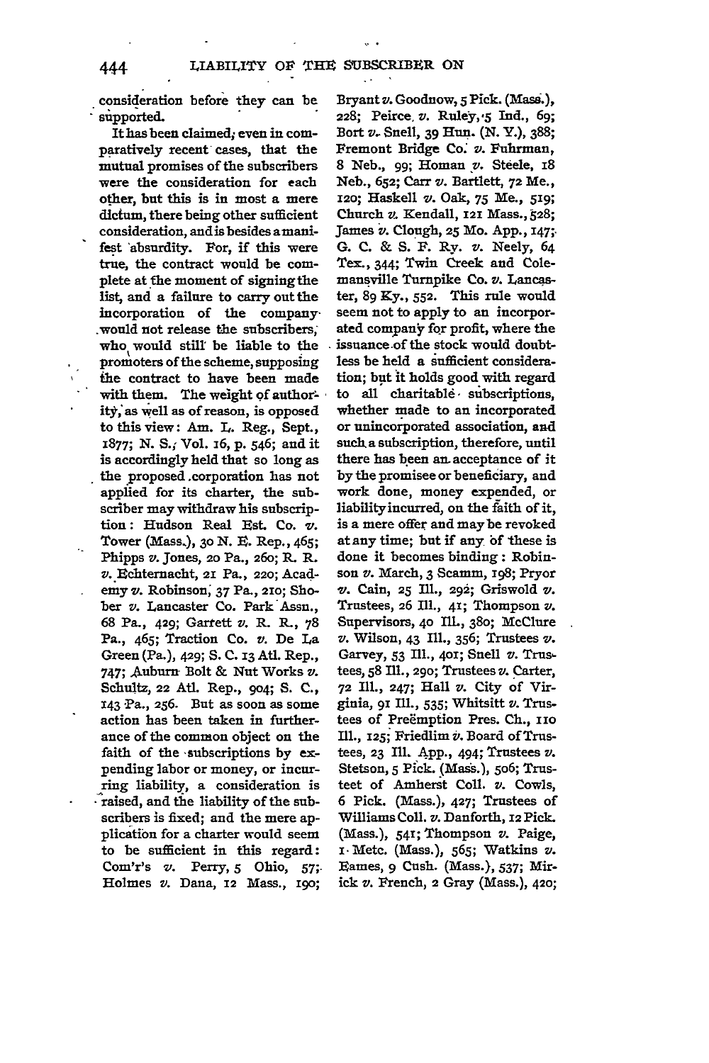consideration before they can be supported.

It has been claimed, even in comparatively recent cases, that the mutual promises of the subscribers were the consideration for each other, but this is in most a mere dictum, there being other sufficient consideration, and is besides a manifest absurdity. For, if this were true, the contract would be complete at the moment of signing the list, and a failure to carry out the incorporation of the company would not release the subscribers, who would still be liable to the promoters of the scheme, supposing the contract to have been made with them. The weight of authority, as well as of reason, is opposed to this view: Am. L. Reg., Sept., 1877; N. S., Vol. 16, p. 546; and it is accordingly held that so long as the proposed corporation has not applied for its charter, the subscriber may withdraw his subscription: Hudson Real Est. Co. *v.* Tower (Mass.), 30 N. E. Rep., 465; Phipps *v.* Jones, 20 Pa., 260; R. R. *v.* Echternacht, 21 Pa., 220; Academy *v.* Robinson, 37 Pa., 210; Shober *v.* Lancaster Co. Park Assn., 68 Pa., 429; Garrett *v.* R. R., 78 Pa., 465; Traction Co. *v.* De La Green (Pa.), 429; S. C. 13 Atl. Rep., 747; Auburn Bolt & Nut Works *v.* Schultz, 22 Atl. Rep., 904; S. C., 143 Pa., 256. But as soon as some action has been taken in furtherance of the common object on the faith of the subscriptions by expending labor or money, or incurring liability, a consideration is raised, and the liability of the subscribers is fixed; and the mere application for a charter would seem to be sufficient in this regard: Com'r's *v.* Perry, 5 Ohio, 57; Holmes *v.* Dana, 12 Mass., 190; Bryant *v.* Goodnow, 5 Pick. (Mass.), 228; Peirce *v.* Ruley, 5 Ind., 69; Bort *v.* Snell, 39 Hun. (N. Y.), 388; Fremont Bridge Co. *v.* Fuhrman, 8 Neb., 99; Homan *v.* Steele, 18 Neb., 652; Carr *v.* Bartlett, 72 Me., 120; Haskell *v.* Oak, 75 Me., 519; Church *v.* Kendall, 121 Mass., 528; James *v.* Clough, 25 Mo. App., 147; G. C. & S. F. Ry. *v.* Neely, 64 Tex., 344; Twin Creek and Colemansville Turnpike Co. *v.* Lancaster, 89 Ky., 552. This rule would seem not to apply to an incorporated company for profit, where the issuance of the stock would doubtless be held a sufficient consideration; but it holds good with regard to all charitable subscriptions, whether made to an incorporated or unincorporated association, and such a subscription, therefore, until there has been an acceptance of it by the promisee or beneficiary, and work done, money expended, or liability incurred, on the faith of it, is a mere offer and may be revoked at any time; but if any of these is done it becomes binding: Robinson *v.* March, 3 Scamm, 198; Pryor *v.* Cain, 25 Ill., 292; Griswold *v.* Trustees, 26 Ill., 41; Thompson *v.* Supervisors, 40 Ill., 380; McClure *v.* Wilson, 43 Ill., 356; Trustees *v.* Garvey, 53 Ill., 401; Snell *v.* Trustees, 58 Ill., 290; Trustees *v.* Carter, 72 Ill., 247; Hall *v.* City of Virginia, 91 Ill., 535; Whitsitt *v.* Trustees of Preëmption Pres. Ch., 110 Ill., 125; Friedlim *v.* Board of Trustees, 23 Ill. App., 494; Trustees *v.* Stetson, 5 Pick. (Mass.), 506; Trusteet of Amherst Coll. *v.* Cowls, 6 Pick. (Mass.), 427; Trustees of Williams Coll. *v.* Danforth, 12 Pick. (Mass.), 541; Thompson *v.* Paige, 1 Metc. (Mass.), 565; Watkins *v.* Eames, 9 Cush. (Mass.), 537; Mirick *v.* French, 2 Gray (Mass.), 420;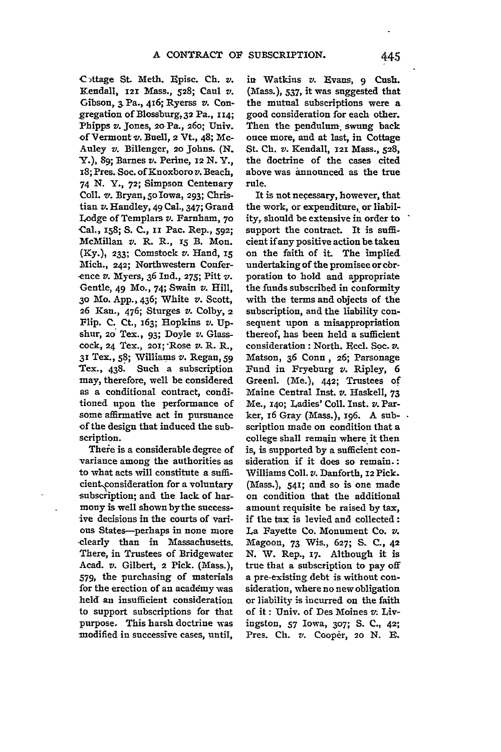Cottage St. Meth. Episc. Ch. *v.* Kendall, 121 Mass., 528; Caul *v.* Gibson, 3 Pa., 416; Ryerss *v.* Congregation of Blossburg, 32 Pa., 114; Phipps *v.* Jones, 20 Pa., 260; Univ. of Vermont *v.* Buell, 2 Vt., 48; McAuley *v.* Billenger, 20 Johns. (N. Y.), 89; Barnes *v.* Perine, 12 N. Y., 18; Pres. Soc. of Knoxboro *v.* Beach, 74 N. Y., 72; Simpson Centenary Coll. *v.* Bryan, 50 Iowa, 293; Christian *v.* Handley, 49 Cal., 347; Grand Lodge of Templars *v.* Farnham, 70 Cal., 158; S. C., 11 Pac. Rep., 592; McMillan *v.* R. R., 15 B. Mon. (Ky.), 233; Comstock *v.* Hand, 15 Mich., 242; Northwestern Conference *v.* Myers, 36 Ind., 275; Pitt *v.* Gentle, 49 Mo., 74; Swain *v.* Hill, 30 Mo. App., 436; White *v.* Scott, 26 Kan., 476; Sturges *v.* Colby, 2 Flip. C. Ct., 163; Hopkins *v.* Upshur, 20 Tex., 93; Doyle *v.* Glasscock, 24 Tex., 201; Rose *v.* R. R., 31 Tex., 58; Williams *v.* Regan, 59 Tex., 438. Such a subscription may, therefore, well be considered as a conditional contract, conditioned upon the performance of some affirmative act in pursuance of the design that induced the subscription.

There is a considerable degree of variance among the authorities as to what acts will constitute a sufficient consideration for a voluntary subscription; and the lack of harmony is well shown by the successive decisions in the courts of various States—perhaps in none more clearly than in Massachusetts. There, in Trustees of Bridgewater Acad. *v.* Gilbert, 2 Pick. (Mass.), 579, the purchasing of materials for the erection of an academy was held an insufficient consideration to support subscriptions for that purpose. This harsh doctrine was modified in successive cases, until, in Watkins *v.* Evans, 9 Cush. (Mass.), 537, it was suggested that the mutual subscriptions were a good consideration for each other. Then the pendulum swung back once more, and at last, in Cottage St. Ch. *v.* Kendall, 121 Mass., 528, the doctrine of the cases cited above was announced as the true rule.

It is not necessary, however, that the work, or expenditure, or liability, should be extensive in order to support the contract. It is sufficient if any positive action be taken on the faith of it. The implied undertaking of the promisee or corporation to hold and appropriate the funds subscribed in conformity with the terms and objects of the subscription, and the liability consequent upon a misappropriation thereof, has been held a sufficient consideration: North. Eccl. Soc. *v.* Matson, 36 Conn., 26; Parsonage Fund in Fryeburg *v.* Ripley, 6 Greenl. (Me.), 442; Trustees of Maine Central Inst. *v.* Haskell, 73 Me., 140; Ladies' Coll. Inst. *v.* Parker, 16 Gray (Mass.), 196. A subscription made on condition that a college shall remain where it then is, is supported by a sufficient consideration if it does so remain.: Williams Coll. *v.* Danforth, 12 Pick. (Mass.), 541; and so is one made on condition that the additional amount requisite be raised by tax, if the tax is levied and collected: La Fayette Co. Monument Co. *v.* Magoon, 73 Wis., 627; S. C., 42 N. W. Rep., 17. Although it is true that a subscription to pay off a pre-existing debt is without consideration, where no new obligation or liability is incurred on the faith of it: Univ. of Des Moines *v.* Livingston, 57 Iowa, 307; S. C., 42; Pres. Ch. *v.* Cooper, 20 N. E.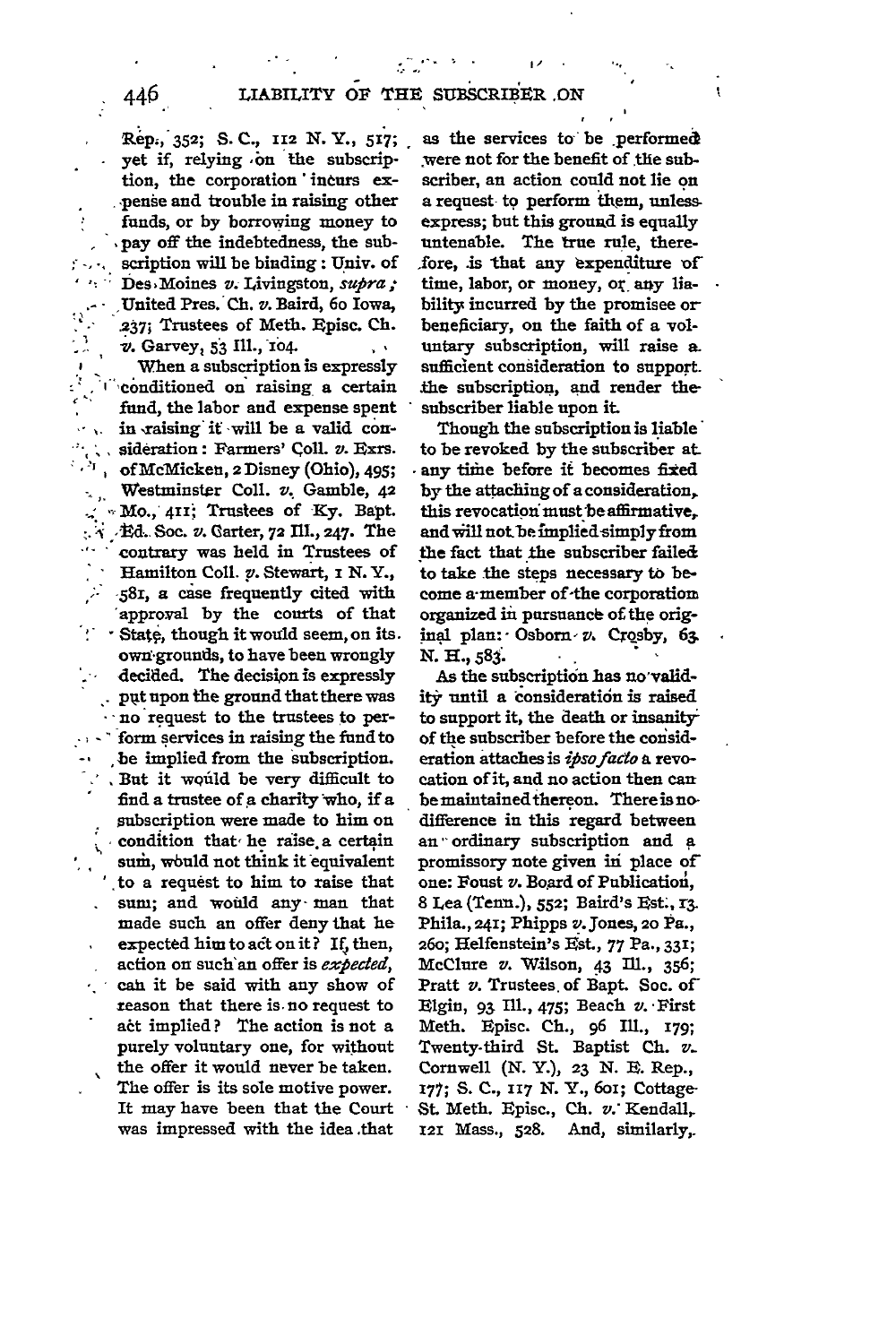Rep., 352; S. C., 112 N. Y., 517; yet if, relying on the subscription, the corporation incurs expense and trouble in raising other funds, or by borrowing money to pay off the indebtedness, the subscription will be binding: Univ. of Des Moines *v.* Livingston, *supra*; United Pres. Ch. *v.* Baird, 60 Iowa, 237; Trustees of Meth. Episc. Ch. *v.* Garvey, 53 Ill., 104.

When a subscription is expressly conditioned on raising a certain fund, the labor and expense spent in raising it will be a valid consideration: Farmers' Coll. *v.* Exrs. of McMicken, 2 Disney (Ohio), 495; Westminster Coll. *v.* Gamble, 42 Mo., 411; Trustees of Ky. Bapt. Ed. Soc. *v.* Carter, 72 Ill., 247. The contrary was held in Trustees of Hamilton Coll. *v.* Stewart, 1 N. Y., 581, a case frequently cited with approval by the courts of that State, though it would seem, on its own grounds, to have been wrongly decided. The decision is expressly put upon the ground that there was no request to the trustees to perform services in raising the fund to be implied from the subscription. But it would be very difficult to find a trustee of a charity who, if a subscription were made to him on condition that he raise a certain sum, would not think it equivalent to a request to him to raise that sum; and would any man that made such an offer deny that he expected him to act on it? If, then, action on such an offer is *expected*, can it be said with any show of reason that there is no request to act implied? The action is not a purely voluntary one, for without the offer it would never be taken. The offer is its sole motive power. It may have been that the Court was impressed with the idea that as the services to be performed were not for the benefit of the subscriber, an action could not lie on a request to perform them, unless express; but this ground is equally untenable. The true rule, therefore, is that any expenditure of time, labor, or money, or any liability incurred by the promisee or beneficiary, on the faith of a voluntary subscription, will raise a sufficient consideration to support the subscription, and render the subscriber liable upon it.

Though the subscription is liable to be revoked by the subscriber at any time before it becomes fixed by the attaching of a consideration, this revocation must be affirmative, and will not be implied simply from the fact that the subscriber failed to take the steps necessary to become a member of the corporation organized in pursuance of the original plan: Osborn *v.* Crosby, 63 N. H., 583.

As the subscription has no validity until a consideration is raised to support it, the death or insanity of the subscriber before the consideration attaches is *ipso facto* a revocation of it, and no action then can be maintained thereon. There is no difference in this regard between an ordinary subscription and a promissory note given in place of one: Foust *v.* Board of Publication, 8 Lea (Tenn.), 552; Baird's Est., 13 Phila., 241; Phipps *v.* Jones, 20 Pa., 260; Helfenstein's Est., 77 Pa., 331; McClure *v.* Wilson, 43 Ill., 356; Pratt *v.* Trustees of Bapt. Soc. of Elgin, 93 Ill., 475; Beach *v.* First Meth. Episc. Ch., 96 Ill., 179; Twenty-third St. Baptist Ch. *v.* Cornwell (N. Y.), 23 N. E. Rep., 177; S. C., 117 N. Y., 601; Cottage St. Meth. Episc., Ch. *v.* Kendall, 121 Mass., 528. And, similarly,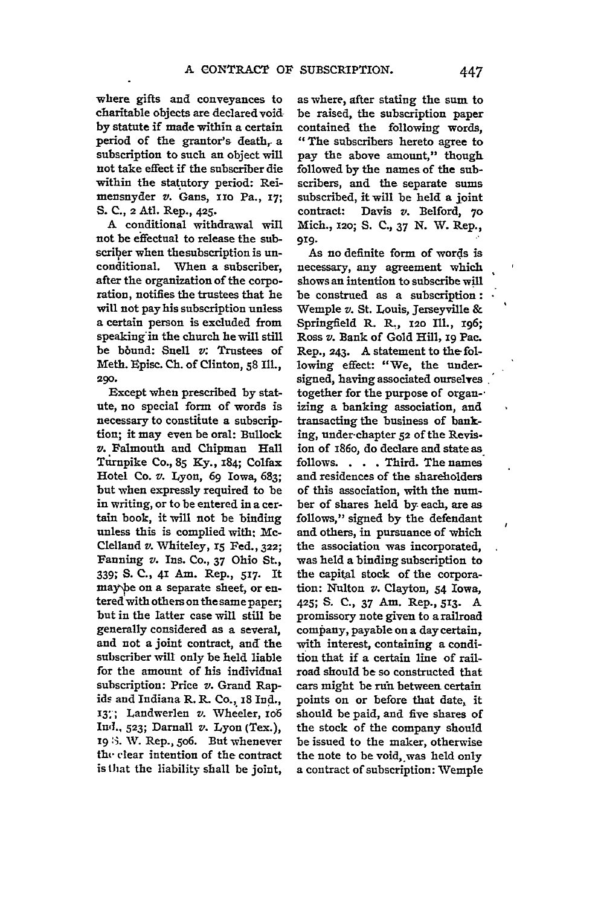where gifts and conveyances to charitable objects are declared void by statute if made within a certain period of the grantor's death, a subscription to such an object will not take effect if the subscriber die within the statutory period: Reimensnyder *v.* Gans, 110 Pa., 17; S. C., 2 Atl. Rep., 425.

A conditional withdrawal will not be effectual to release the subscriber when the subscription is unconditional. When a subscriber, after the organization of the corporation, notifies the trustees that he will not pay his subscription unless a certain person is excluded from speaking in the church he will still be bound: Snell *v.* Trustees of Meth. Episc. Ch. of Clinton, 58 Ill., 290.

Except when prescribed by statute, no special form of words is necessary to constitute a subscription; it may even be oral: Bullock *v.* Falmouth and Chipman Hall Turnpike Co., 85 Ky., 184; Colfax Hotel Co. *v.* Lyon, 69 Iowa, 683; but when expressly required to be in writing, or to be entered in a certain book, it will not be binding unless this is complied with: McClelland *v.* Whiteley, 15 Fed., 322; Fanning *v.* Ins. Co., 37 Ohio St., 339; S. C., 41 Am. Rep., 517. It may be on a separate sheet, or entered with others on the same paper; but in the latter case will still be generally considered as a several, and not a joint contract, and the subscriber will only be held liable for the amount of his individual subscription: Price *v.* Grand Rapids and Indiana R. R. Co., 18 Ind., 137; Landwerlen *v.* Wheeler, 106 Ind., 523; Darnall *v.* Lyon (Tex.), 19 S. W. Rep., 506. But whenever the clear intention of the contract is that the liability shall be joint, as where, after stating the sum to be raised, the subscription paper contained the following words, "The subscribers hereto agree to pay the above amount," though followed by the names of the subscribers, and the separate sums subscribed, it will be held a joint contract: Davis *v.* Belford, 70 Mich., 120; S. C., 37 N. W. Rep., 919.

As no definite form of words is necessary, any agreement which shows an intention to subscribe will be construed as a subscription: Wemple *v.* St. Louis, Jerseyville & Springfield R. R., 120 Ill., 196; Ross *v.* Bank of Gold Hill, 19 Pac. Rep., 243. A statement to the following effect: "We, the undersigned, having associated ourselves together for the purpose of organizing a banking association, and transacting the business of banking, under chapter 52 of the Revision of 1860, do declare and state as follows. . . . Third. The names and residences of the shareholders of this association, with the number of shares held by each, are as follows," signed by the defendant and others, in pursuance of which the association was incorporated, was held a binding subscription to the capital stock of the corporation: Nulton *v.* Clayton, 54 Iowa, 425; S. C., 37 Am. Rep., 513. A promissory note given to a railroad company, payable on a day certain, with interest, containing a condition that if a certain line of railroad should be so constructed that cars might be run between certain points on or before that date, it should be paid, and five shares of the stock of the company should be issued to the maker, otherwise the note to be void, was held only a contract of subscription: Wemple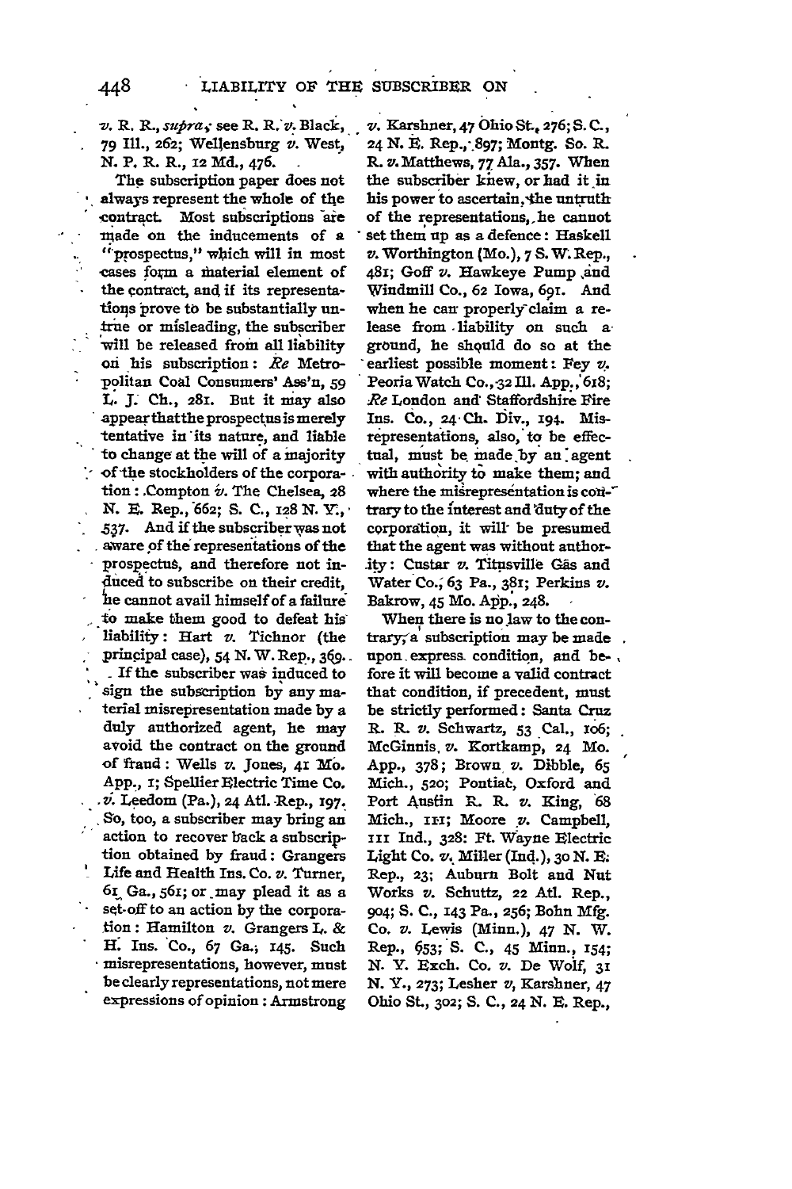*v.* R. R., *supra*; see R. R. *v.* Black, 79 Ill., 262; Wellensburg *v.* West, N. P. R. R., 12 Md., 476.

The subscription paper does not always represent the whole of the contract. Most subscriptions are made on the inducements of a "prospectus," which will in most cases form a material element of the contract, and if its representations prove to be substantially untrue or misleading, the subscriber will be released from all liability on his subscription: *Re* Metropolitan Coal Consumers' Ass'n, 59 L. J. Ch., 281. But it may also appear that the prospectus is merely tentative in its nature, and liable to change at the will of a majority of the stockholders of the corporation: Compton *v.* The Chelsea, 28 N. E. Rep., 662; S. C., 128 N. Y., 537. And if the subscriber was not aware of the representations of the prospectus, and therefore not induced to subscribe on their credit, he cannot avail himself of a failure to make them good to defeat his liability: Hart *v.* Tichnor (the principal case), 54 N. W. Rep., 369. If the subscriber was induced to sign the subscription by any material misrepresentation made by a duly authorized agent, he may avoid the contract on the ground of fraud: Wells *v.* Jones, 41 Mo. App., 1; Spellier Electric Time Co. *v.* Leedom (Pa.), 24 Atl. Rep., 197. So, too, a subscriber may bring an action to recover back a subscription obtained by fraud: Grangers Life and Health Ins. Co. *v.* Turner, 61 Ga., 561; or may plead it as a set-off to an action by the corporation: Hamilton *v.* Grangers L. & H. Ins. Co., 67 Ga., 145. Such misrepresentations, however, must be clearly representations, not mere expressions of opinion: Armstrong *v.* Karshner, 47 Ohio St., 276; S. C., 24 N. E. Rep., 897; Montg. So. R. R. *v.* Matthews, 77 Ala., 357. When the subscriber knew, or had it in his power to ascertain, the untruth of the representations, he cannot set them up as a defence: Haskell *v.* Worthington (Mo.), 7 S. W. Rep., 481; Goff *v.* Hawkeye Pump and Windmill Co., 62 Iowa, 691. And when he can properly claim a release from liability on such a ground, he should do so at the earliest possible moment: Fey *v.* Peoria Watch Co., 32 Ill. App., 618; *Re* London and Staffordshire Fire Ins. Co., 24 Ch. Div., 194. Misrepresentations, also, to be effectual, must be made by an agent with authority to make them; and where the misrepresentation is contrary to the interest and duty of the corporation, it will be presumed that the agent was without authority: Custar *v.* Titusville Gas and Water Co., 63 Pa., 381; Perkins *v.* Bakrow, 45 Mo. App., 248.

When there is no law to the contrary, a subscription may be made upon express condition, and before it will become a valid contract that condition, if precedent, must be strictly performed: Santa Cruz R. R. *v.* Schwartz, 53 Cal., 106; McGinnis *v.* Kortkamp, 24 Mo. App., 378; Brown *v.* Dibble, 65 Mich., 520; Pontiac, Oxford and Port Austin R. R. *v.* King, 68 Mich., 111; Moore *v.* Campbell, 111 Ind., 328: Ft. Wayne Electric Light Co. *v.* Miller (Ind.), 30 N. E. Rep., 23; Auburn Bolt and Nut Works *v.* Schultz, 22 Atl. Rep., 904; S. C., 143 Pa., 256; Bohn Mfg. Co. *v.* Lewis (Minn.), 47 N. W. Rep., 653; S. C., 45 Minn., 154; N. Y. Exch. Co. *v.* De Wolf, 31 N. Y., 273; Lesher *v.* Karshner, 47 Ohio St., 302; S. C., 24 N. E. Rep.,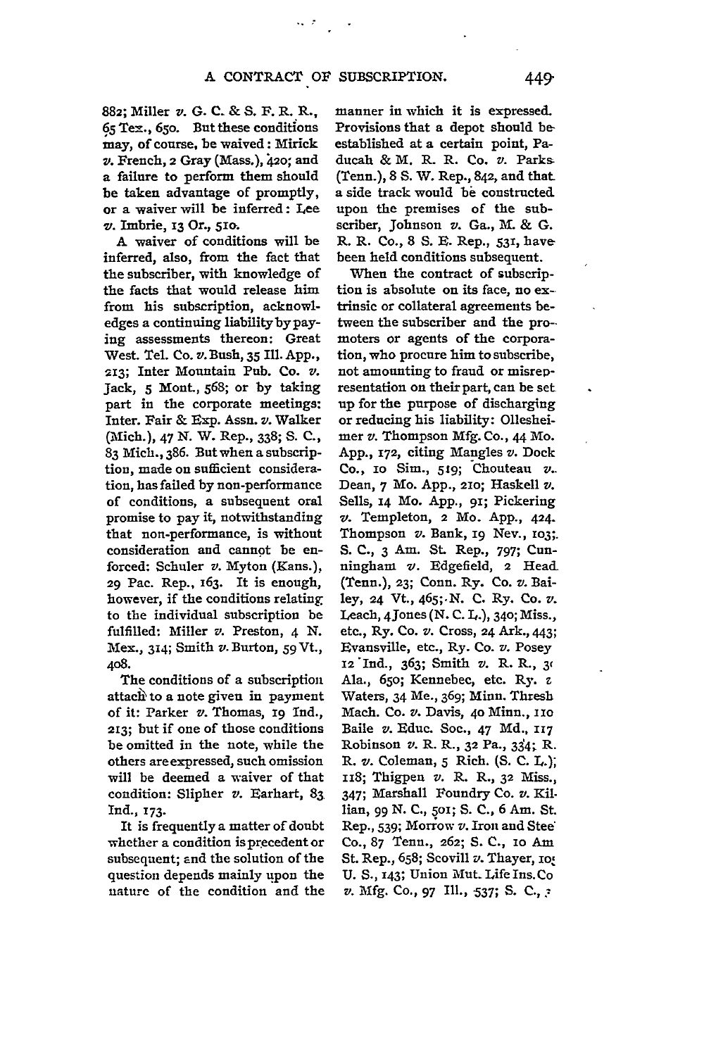882; Miller *v.* G. C. & S. F. R. R., 65 Tex., 650. But these conditions may, of course, be waived: Mirick *v.* French, 2 Gray (Mass.), 420; and a failure to perform them should be taken advantage of promptly, or a waiver will be inferred: Lee *v.* Imbrie, 13 Or., 510.

A waiver of conditions will be inferred, also, from the fact that the subscriber, with knowledge of the facts that would release him from his subscription, acknowledges a continuing liability by paying assessments thereon: Great West. Tel. Co. *v.* Bush, 35 Ill. App., 213; Inter Mountain Pub. Co. *v.* Jack, 5 Mont., 568; or by taking part in the corporate meetings: Inter. Fair & Exp. Assn. *v.* Walker (Mich.), 47 N. W. Rep., 338; S. C., 83 Mich., 386. But when a subscription, made on sufficient consideration, has failed by non-performance of conditions, a subsequent oral promise to pay it, notwithstanding that non-performance, is without consideration and cannot be enforced: Schuler *v.* Myton (Kans.), 29 Pac. Rep., 163. It is enough, however, if the conditions relating to the individual subscription be fulfilled: Miller *v.* Preston, 4 N. Mex., 314; Smith *v.* Burton, 59 Vt., 408.

The conditions of a subscription attach to a note given in payment of it: Parker *v.* Thomas, 19 Ind., 213; but if one of those conditions be omitted in the note, while the others are expressed, such omission will be deemed a waiver of that condition: Slipher *v.* Earhart, 83 Ind., 173.

It is frequently a matter of doubt whether a condition is precedent or subsequent; and the solution of the question depends mainly upon the nature of the condition and the manner in which it is expressed. Provisions that a depot should be established at a certain point, Paducah & M. R. R. Co. *v.* Parks (Tenn.), 8 S. W. Rep., 842, and that a side track would be constructed upon the premises of the subscriber, Johnson *v.* Ga., M. & G. R. R. Co., 8 S. E. Rep., 531, have been held conditions subsequent.

When the contract of subscription is absolute on its face, no extrinsic or collateral agreements between the subscriber and the promoters or agents of the corporation, who procure him to subscribe, not amounting to fraud or misrepresentation on their part, can be set up for the purpose of discharging or reducing his liability: Olleshеimer *v.* Thompson Mfg. Co., 44 Mo. App., 172, citing Mangles *v.* Dock Co., 10 Sim., 519; Chouteau *v.* Dean, 7 Mo. App., 210; Haskell *v.* Sells, 14 Mo. App., 91; Pickering *v.* Templeton, 2 Mo. App., 424. Thompson *v.* Bank, 19 Nev., 103; S. C., 3 Am. St. Rep., 797; Cunningham *v.* Edgefield, 2 Head (Tenn.), 23; Conn. Ry. Co. *v.* Bailey, 24 Vt., 465; N. C. Ry. Co. *v.* Leach, 4 Jones (N. C. L.), 340; Miss., etc., Ry. Co. *v.* Cross, 24 Ark., 443; Evansville, etc., Ry. Co. *v.* Posey 12 Ind., 363; Smith *v.* R. R., 3( Ala., 650; Kennebec, etc. Ry. *v.* Waters, 34 Me., 369; Minn. Thresh Mach. Co. *v.* Davis, 40 Minn., 110 Baile *v.* Educ. Soc., 47 Md., 117 Robinson *v.* R. R., 32 Pa., 334; R. R. *v.* Coleman, 5 Rich. (S. C. L.); 118; Thigpen *v.* R. R., 32 Miss., 347; Marshall Foundry Co. *v.* Killian, 99 N. C., 501; S. C., 6 Am. St. Rep., 539; Morrow *v.* Iron and Steel Co., 87 Tenn., 262; S. C., 10 Am St. Rep., 658; Scovill *v.* Thayer, 10( U. S., 143; Union Mut. Life Ins. Co *v.* Mfg. Co., 97 Ill., 537; S. C., ;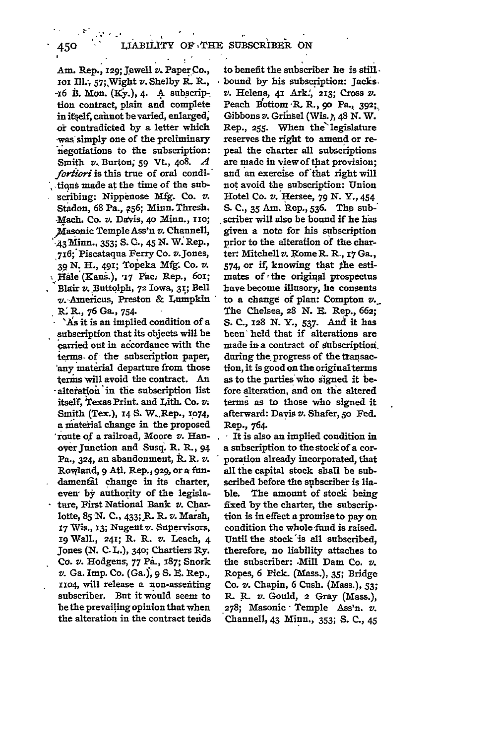Am. Rep., 129; Jewell *v.* Paper Co., 101 Ill., 57; Wight *v.* Shelby R. R., 16 B. Mon. (Ky.), 4. A subscription contract, plain and complete in itself, cannot be varied, enlarged, or contradicted by a letter which was simply one of the preliminary negotiations to the subscription: Smith *v.* Burton, 59 Vt., 408. *A fortiori* is this true of oral conditions made at the time of the subscribing: Nippenose Mfg. Co. *v.* Stadon, 68 Pa., 256; Minn. Thresh. Mach. Co. *v.* Davis, 40 Minn., 110; Masonic Temple Ass'n *v.* Channell, 43 Minn., 353; S. C., 45 N. W. Rep., 716; Piscataqua Ferry Co. *v.* Jones, 39 N. H., 491; Topeka Mfg. Co. *v.* Hale (Kans.), 17 Pac. Rep., 601; Blair *v.* Buttolph, 72 Iowa, 31; Bell *v.* Americus, Preston & Lumpkin R. R., 76 Ga., 754.

As it is an implied condition of a subscription that its objects will be carried out in accordance with the terms of the subscription paper, any material departure from those terms will avoid the contract. An alteration in the subscription list itself, Texas Print. and Lith. Co. *v.* Smith (Tex.), 14 S. W. Rep., 1074, a material change in the proposed route of a railroad, Moore *v.* Hanover Junction and Susq. R. R., 94 Pa., 324, an abandonment, R. R. *v.* Rowland, 9 Atl. Rep., 929, or a fundamental change in its charter, even by authority of the legislature, First National Bank *v.* Charlotte, 85 N. C., 433; R. R. *v.* Marsh, 17 Wis., 13; Nugent *v.* Supervisors, 19 Wall., 241; R. R. *v.* Leach, 4 Jones (N. C. L.), 340; Chartiers Ry. Co. *v.* Hodgens, 77 Pa., 187; Snork *v.* Ga. Imp. Co. (Ga.), 9 S. E. Rep., 1104, will release a non-assenting subscriber. But it would seem to be the prevailing opinion that when the alteration in the contract tends to benefit the subscriber he is still bound by his subscription: Jacks *v.* Helena, 41 Ark., 213; Cross *v.* Peach Bottom R. R., 90 Pa., 392; Gibbons *v.* Grinsel (Wis.), 48 N. W. Rep., 255. When the legislature reserves the right to amend or repeal the charter all subscriptions are made in view of that provision; and an exercise of that right will not avoid the subscription: Union Hotel Co. *v.* Hersee, 79 N. Y., 454 S. C., 35 Am. Rep., 536. The subscriber will also be bound if he has given a note for his subscription prior to the alteration of the charter: Mitchell *v.* Rome R. R., 17 Ga., 574, or if, knowing that the estimates of the original prospectus have become illusory, he consents to a change of plan: Compton *v.* The Chelsea, 28 N. E. Rep., 662; S. C., 128 N. Y., 537. And it has been held that if alterations are made in a contract of subscription during the progress of the transaction, it is good on the original terms as to the parties who signed it before alteration, and on the altered terms as to those who signed it afterward: Davis *v.* Shafer, 50 Fed. Rep., 764.

It is also an implied condition in a subscription to the stock of a corporation already incorporated, that all the capital stock shall be subscribed before the subscriber is liable. The amount of stock being fixed by the charter, the subscription is in effect a promise to pay on condition the whole fund is raised. Until the stock is all subscribed, therefore, no liability attaches to the subscriber: Mill Dam Co. *v.* Ropes, 6 Pick. (Mass.), 35; Bridge Co. *v.* Chapin, 6 Cush. (Mass.), 53; R. R. *v.* Gould, 2 Gray (Mass.), 278; Masonic Temple Ass'n. *v.* Channell, 43 Minn., 353; S. C., 45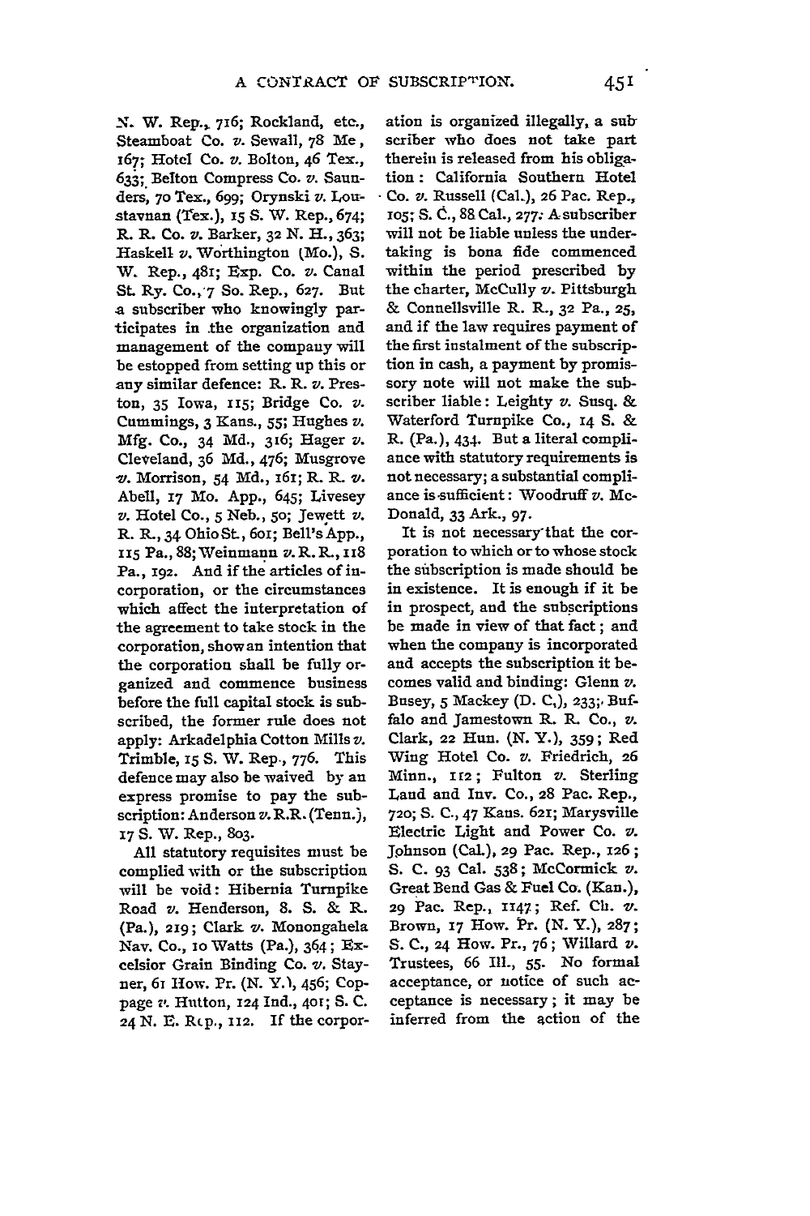N. W. Rep., 716; Rockland, etc., Steamboat Co. *v.* Sewall, 78 Me., 167; Hotel Co. *v.* Bolton, 46 Tex., 633; Belton Compress Co. *v.* Saunders, 70 Tex., 699; Orynski *v.* Loustavnan (Tex.), 15 S. W. Rep., 674; R. R. Co. *v.* Barker, 32 N. H., 363; Haskell *v.* Worthington (Mo.), S. W. Rep., 481; Exp. Co. *v.* Canal St. Ry. Co., 7 So. Rep., 627. But a subscriber who knowingly participates in the organization and management of the company will be estopped from setting up this or any similar defence: R. R. *v.* Preston, 35 Iowa, 115; Bridge Co. *v.* Cummings, 3 Kans., 55; Hughes *v.* Mfg. Co., 34 Md., 316; Hager *v.* Cleveland, 36 Md., 476; Musgrove *v.* Morrison, 54 Md., 161; R. R. *v.* Abell, 17 Mo. App., 645; Livesey *v.* Hotel Co., 5 Neb., 50; Jewett *v.* R. R., 34 Ohio St., 601; Bell's App., 115 Pa., 88; Weinmann *v.* R. R., 118 Pa., 192. And if the articles of incorporation, or the circumstances which affect the interpretation of the agreement to take stock in the corporation, show an intention that the corporation shall be fully organized and commence business before the full capital stock is subscribed, the former rule does not apply: Arkadelphia Cotton Mills *v.* Trimble, 15 S. W. Rep., 776. This defence may also be waived by an express promise to pay the subscription: Anderson *v.* R.R. (Tenn.), 17 S. W. Rep., 803.

All statutory requisites must be complied with or the subscription will be void: Hibernia Turnpike Road *v.* Henderson, 8. S. & R. (Pa.), 219; Clark *v.* Monongahela Nav. Co., 10 Watts (Pa.), 364; Excelsior Grain Binding Co. *v.* Stayner, 61 How. Pr. (N. Y.), 456; Coppage *v.* Hutton, 124 Ind., 401; S. C. 24 N. E. Rep., 112. If the corporation is organized illegally, a subscriber who does not take part therein is released from his obligation: California Southern Hotel Co. *v.* Russell (Cal.), 26 Pac. Rep., 105; S. C., 88 Cal., 277. A subscriber will not be liable unless the undertaking is bona fide commenced within the period prescribed by the charter, McCully *v.* Pittsburgh & Connellsville R. R., 32 Pa., 25, and if the law requires payment of the first instalment of the subscription in cash, a payment by promissory note will not make the subscriber liable: Leighty *v.* Susq. & Waterford Turnpike Co., 14 S. & R. (Pa.), 434. But a literal compliance with statutory requirements is not necessary; a substantial compliance is sufficient: Woodruff *v.* McDonald, 33 Ark., 97.

It is not necessary that the corporation to which or to whose stock the subscription is made should be in existence. It is enough if it be in prospect, and the subscriptions be made in view of that fact; and when the company is incorporated and accepts the subscription it becomes valid and binding: Glenn *v.* Busey, 5 Mackey (D. C.), 233; Buffalo and Jamestown R. R. Co., *v.* Clark, 22 Hun. (N. Y.), 359; Red Wing Hotel Co. *v.* Friedrich, 26 Minn., 112; Fulton *v.* Sterling Land and Inv. Co., 28 Pac. Rep., 720; S. C., 47 Kans. 621; Marysville Electric Light and Power Co. *v.* Johnson (Cal.), 29 Pac. Rep., 126; S. C. 93 Cal. 538; McCormick *v.* Great Bend Gas & Fuel Co. (Kan.), 29 Pac. Rep., 1147; Ref. Ch. *v.* Brown, 17 How. Pr. (N. Y.), 287; S. C., 24 How. Pr., 76; Willard *v.* Trustees, 66 Ill., 55. No formal acceptance, or notice of such acceptance is necessary; it may be inferred from the action of the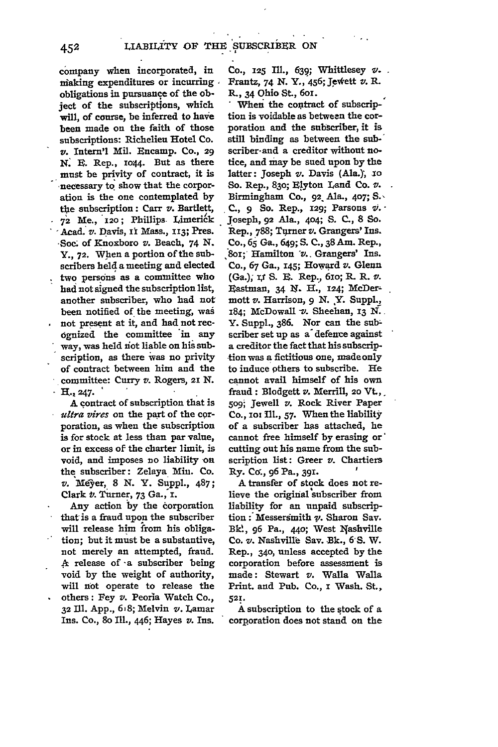company when incorporated, in making expenditures or incurring obligations in pursuance of the object of the subscriptions, which will, of course, be inferred to have been made on the faith of those subscriptions: Richelieu Hotel Co. *v.* Intern'l Mil. Encamp. Co., 29 N. E. Rep., 1044. But as there must be privity of contract, it is necessary to show that the corporation is the one contemplated by the subscription: Carr *v.* Bartlett, 72 Me., 120; Phillips Limerick Acad. *v.* Davis, 11 Mass., 113; Pres. Soc. of Knoxboro *v.* Beach, 74 N. Y., 72. When a portion of the subscribers held a meeting and elected two persons as a committee who had not signed the subscription list, another subscriber, who had not been notified of the meeting, was not present at it, and had not recognized the committee in any way, was held not liable on his subscription, as there was no privity of contract between him and the committee: Curry *v.* Rogers, 21 N. H., 247.

A contract of subscription that is *ultra vires* on the part of the corporation, as when the subscription is for stock at less than par value, or in excess of the charter limit, is void, and imposes no liability on the subscriber: Zelaya Min. Co. *v.* Meyer, 8 N. Y. Suppl., 487; Clark *v.* Turner, 73 Ga., 1.

Any action by the corporation that is a fraud upon the subscriber will release him from his obligation; but it must be a substantive, not merely an attempted, fraud. A release of a subscriber being void by the weight of authority, will not operate to release the others: Fey *v.* Peoria Watch Co., 32 Ill. App., 618; Melvin *v.* Lamar Ins. Co., 80 Ill., 446; Hayes *v.* Ins. Co., 125 Ill., 639; Whittlesey *v.* Frantz, 74 N. Y., 456; Jewett *v.* R. R., 34 Ohio St., 601.

When the contract of subscription is voidable as between the corporation and the subscriber, it is still binding as between the subscriber and a creditor without notice, and may be sued upon by the latter: Joseph *v.* Davis (Ala.), 10 So. Rep., 830; Elyton Land Co. *v.* Birmingham Co., 92 Ala., 407; S. C., 9 So. Rep., 129; Parsons *v.* Joseph, 92 Ala., 404; S. C., 8 So. Rep., 788; Turner *v.* Grangers' Ins. Co., 65 Ga., 649; S. C., 38 Am. Rep., 801; Hamilton *v.* Grangers' Ins. Co., 67 Ga., 145; Howard *v.* Glenn (Ga.), 11 S. E. Rep., 610; R. R. *v.* Eastman, 34 N. H., 124; McDermott *v.* Harrison, 9 N. Y. Suppl., 184; McDowall *v.* Sheehan, 13 N. Y. Suppl., 386. Nor can the subscriber set up as a defence against a creditor the fact that his subscription was a fictitious one, made only to induce others to subscribe. He cannot avail himself of his own fraud: Blodgett *v.* Merrill, 20 Vt., 509; Jewell *v.* Rock River Paper Co., 101 Ill., 57. When the liability of a subscriber has attached, he cannot free himself by erasing or cutting out his name from the subscription list: Greer *v.* Chartiers Ry. Co., 96 Pa., 391.

A transfer of stock does not relieve the original subscriber from liability for an unpaid subscription: Messersmith *v.* Sharon Sav. Bk., 96 Pa., 440; West Nashville Co. *v.* Nashville Sav. Bk., 6 S. W. Rep., 340, unless accepted by the corporation before assessment is made: Stewart *v.* Walla Walla Print. and Pub. Co., 1 Wash. St., 521.

A subscription to the stock of a corporation does not stand on the